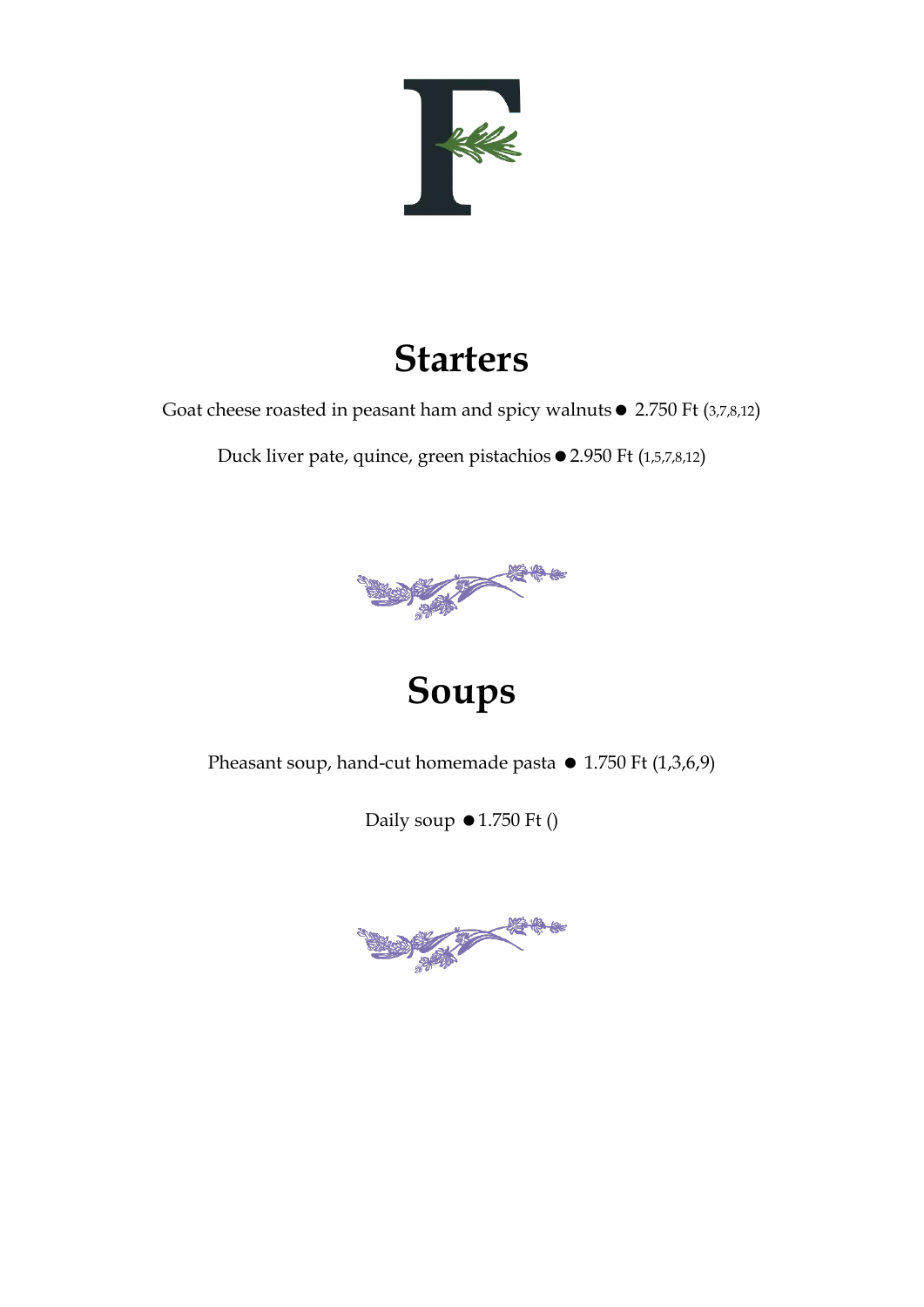# F

## Starters

Goat cheese roasted in peasant ham and spicy walnuts ● 2.750 Ft (3,7,8,12)

Duck liver pate, quince, green pistachios ● 2.950 Ft (1,5,7,8,12)

## Soups

Pheasant soup, hand-cut homemade pasta ● 1.750 Ft (1,3,6,9)

Daily soup ● 1.750 Ft ()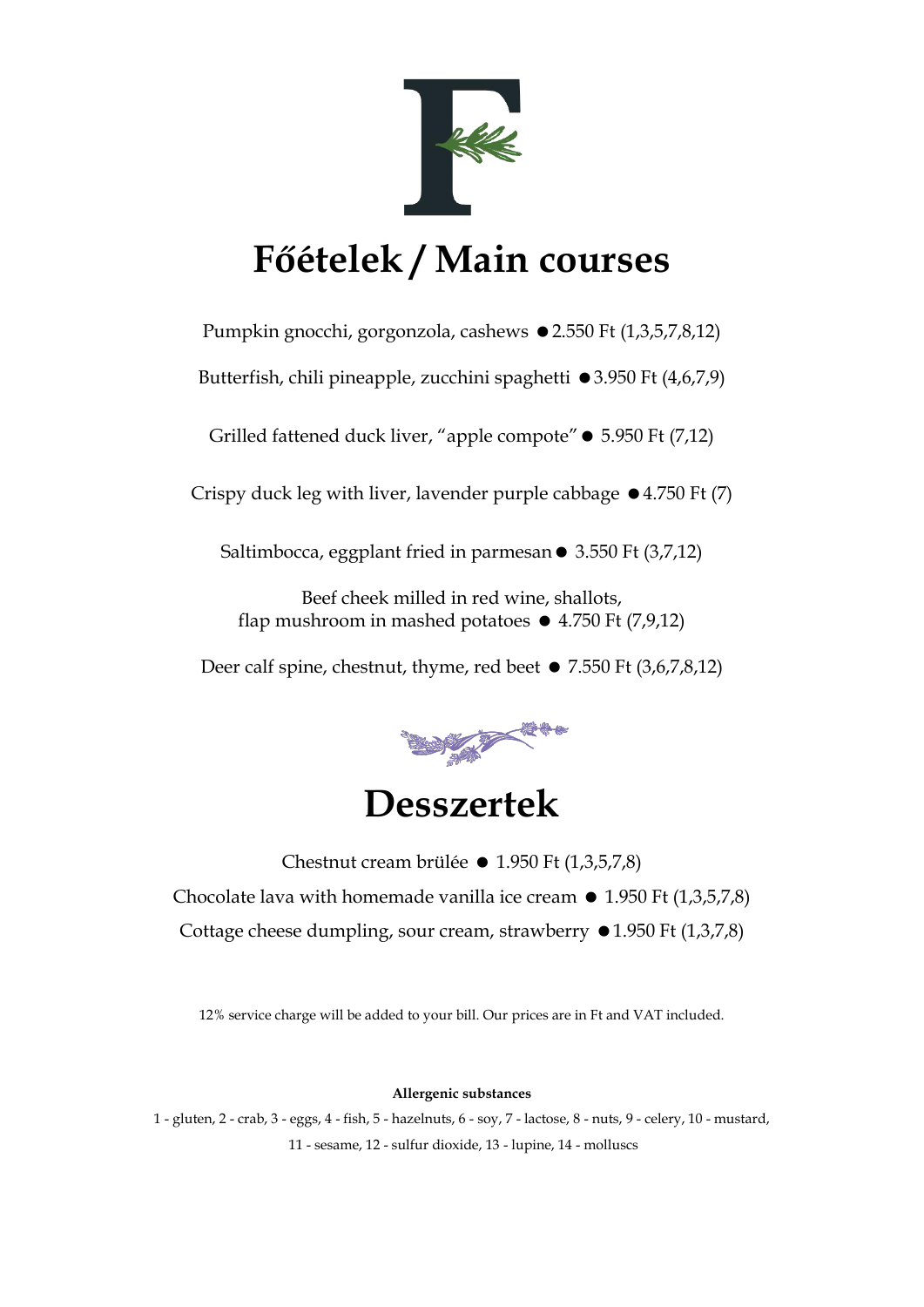# Főételek / Main courses

Pumpkin gnocchi, gorgonzola, cashews ● 2.550 Ft (1,3,5,7,8,12)

Butterfish, chili pineapple, zucchini spaghetti ● 3.950 Ft (4,6,7,9)

Grilled fattened duck liver, "apple compote" ● 5.950 Ft (7,12)

Crispy duck leg with liver, lavender purple cabbage ● 4.750 Ft (7)

Saltimbocca, eggplant fried in parmesan ● 3.550 Ft (3,7,12)

Beef cheek milled in red wine, shallots,
flap mushroom in mashed potatoes ● 4.750 Ft (7,9,12)

Deer calf spine, chestnut, thyme, red beet ● 7.550 Ft (3,6,7,8,12)

# Desszertek

Chestnut cream brülée ● 1.950 Ft (1,3,5,7,8)

Chocolate lava with homemade vanilla ice cream ● 1.950 Ft (1,3,5,7,8)

Cottage cheese dumpling, sour cream, strawberry ● 1.950 Ft (1,3,7,8)

12% service charge will be added to your bill. Our prices are in Ft and VAT included.

**Allergenic substances**

1 - gluten, 2 - crab, 3 - eggs, 4 - fish, 5 - hazelnuts, 6 - soy, 7 - lactose, 8 - nuts, 9 - celery, 10 - mustard, 11 - sesame, 12 - sulfur dioxide, 13 - lupine, 14 - molluscs